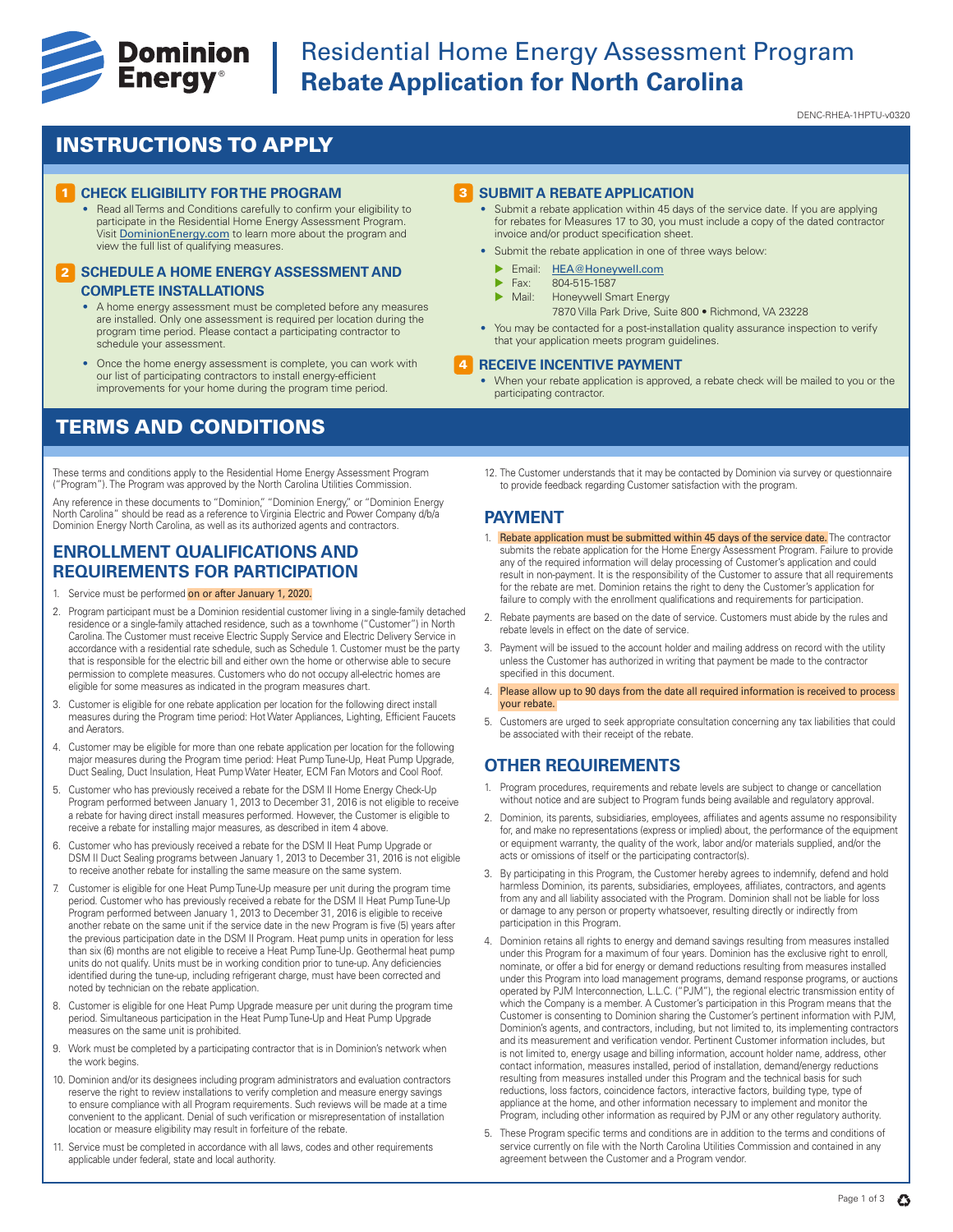# Residential Home Energy Assessment Program
## Rebate Application for North Carolina

DENC-RHEA-1HPTU-v0320

## INSTRUCTIONS TO APPLY

### 1 CHECK ELIGIBILITY FOR THE PROGRAM

- Read all Terms and Conditions carefully to confirm your eligibility to participate in the Residential Home Energy Assessment Program. Visit DominionEnergy.com to learn more about the program and view the full list of qualifying measures.

### 2 SCHEDULE A HOME ENERGY ASSESSMENT AND COMPLETE INSTALLATIONS

- A home energy assessment must be completed before any measures are installed. Only one assessment is required per location during the program time period. Please contact a participating contractor to schedule your assessment.
- Once the home energy assessment is complete, you can work with our list of participating contractors to install energy-efficient improvements for your home during the program time period.

### 3 SUBMIT A REBATE APPLICATION

- Submit a rebate application within 45 days of the service date. If you are applying for rebates for Measures 17 to 30, you must include a copy of the dated contractor invoice and/or product specification sheet.
- Submit the rebate application in one of three ways below:
  - Email: HEA@Honeywell.com
  - Fax: 804-515-1587
  - Mail: Honeywell Smart Energy
    7870 Villa Park Drive, Suite 800 • Richmond, VA 23228
- You may be contacted for a post-installation quality assurance inspection to verify that your application meets program guidelines.

### 4 RECEIVE INCENTIVE PAYMENT

- When your rebate application is approved, a rebate check will be mailed to you or the participating contractor.

## TERMS AND CONDITIONS

These terms and conditions apply to the Residential Home Energy Assessment Program ("Program"). The Program was approved by the North Carolina Utilities Commission.

Any reference in these documents to "Dominion," "Dominion Energy," or "Dominion Energy North Carolina" should be read as a reference to Virginia Electric and Power Company d/b/a Dominion Energy North Carolina, as well as its authorized agents and contractors.

### ENROLLMENT QUALIFICATIONS AND REQUIREMENTS FOR PARTICIPATION

1. Service must be performed on or after January 1, 2020.
2. Program participant must be a Dominion residential customer living in a single-family detached residence or a single-family attached residence, such as a townhome ("Customer") in North Carolina. The Customer must receive Electric Supply Service and Electric Delivery Service in accordance with a residential rate schedule, such as Schedule 1. Customer must be the party that is responsible for the electric bill and either own the home or otherwise able to secure permission to complete measures. Customers who do not occupy all-electric homes are eligible for some measures as indicated in the program measures chart.
3. Customer is eligible for one rebate application per location for the following direct install measures during the Program time period: Hot Water Appliances, Lighting, Efficient Faucets and Aerators.
4. Customer may be eligible for more than one rebate application per location for the following major measures during the Program time period: Heat Pump Tune-Up, Heat Pump Upgrade, Duct Sealing, Duct Insulation, Heat Pump Water Heater, ECM Fan Motors and Cool Roof.
5. Customer who has previously received a rebate for the DSM II Home Energy Check-Up Program performed between January 1, 2013 to December 31, 2016 is not eligible to receive a rebate for having direct install measures performed. However, the Customer is eligible to receive a rebate for installing major measures, as described in item 4 above.
6. Customer who has previously received a rebate for the DSM II Heat Pump Upgrade or DSM II Duct Sealing programs between January 1, 2013 to December 31, 2016 is not eligible to receive another rebate for installing the same measure on the same system.
7. Customer is eligible for one Heat Pump Tune-Up measure per unit during the program time period. Customer who has previously received a rebate for the DSM II Heat Pump Tune-Up Program performed between January 1, 2013 to December 31, 2016 is eligible to receive another rebate on the same unit if the service date in the new Program is five (5) years after the previous participation date in the DSM II Program. Heat pump units in operation for less than six (6) months are not eligible to receive a Heat Pump Tune-Up. Geothermal heat pump units do not qualify. Units must be in working condition prior to tune-up. Any deficiencies identified during the tune-up, including refrigerant charge, must have been corrected and noted by technician on the rebate application.
8. Customer is eligible for one Heat Pump Upgrade measure per unit during the program time period. Simultaneous participation in the Heat Pump Tune-Up and Heat Pump Upgrade measures on the same unit is prohibited.
9. Work must be completed by a participating contractor that is in Dominion's network when the work begins.
10. Dominion and/or its designees including program administrators and evaluation contractors reserve the right to review installations to verify completion and measure energy savings to ensure compliance with all Program requirements. Such reviews will be made at a time convenient to the applicant. Denial of such verification or misrepresentation of installation location or measure eligibility may result in forfeiture of the rebate.
11. Service must be completed in accordance with all laws, codes and other requirements applicable under federal, state and local authority.
12. The Customer understands that it may be contacted by Dominion via survey or questionnaire to provide feedback regarding Customer satisfaction with the program.

### PAYMENT

1. Rebate application must be submitted within 45 days of the service date. The contractor submits the rebate application for the Home Energy Assessment Program. Failure to provide any of the required information will delay processing of Customer's application and could result in non-payment. It is the responsibility of the Customer to assure that all requirements for the rebate are met. Dominion retains the right to deny the Customer's application for failure to comply with the enrollment qualifications and requirements for participation.
2. Rebate payments are based on the date of service. Customers must abide by the rules and rebate levels in effect on the date of service.
3. Payment will be issued to the account holder and mailing address on record with the utility unless the Customer has authorized in writing that payment be made to the contractor specified in this document.
4. Please allow up to 90 days from the date all required information is received to process your rebate.
5. Customers are urged to seek appropriate consultation concerning any tax liabilities that could be associated with their receipt of the rebate.

### OTHER REQUIREMENTS

1. Program procedures, requirements and rebate levels are subject to change or cancellation without notice and are subject to Program funds being available and regulatory approval.
2. Dominion, its parents, subsidiaries, employees, affiliates and agents assume no responsibility for, and make no representations (express or implied) about, the performance of the equipment or equipment warranty, the quality of the work, labor and/or materials supplied, and/or the acts or omissions of itself or the participating contractor(s).
3. By participating in this Program, the Customer hereby agrees to indemnify, defend and hold harmless Dominion, its parents, subsidiaries, employees, affiliates, contractors, and agents from any and all liability associated with the Program. Dominion shall not be liable for loss or damage to any person or property whatsoever, resulting directly or indirectly from participation in this Program.
4. Dominion retains all rights to energy and demand savings resulting from measures installed under this Program for a maximum of four years. Dominion has the exclusive right to enroll, nominate, or offer a bid for energy or demand reductions resulting from measures installed under this Program into load management programs, demand response programs, or auctions operated by PJM Interconnection, L.L.C. ("PJM"), the regional electric transmission entity of which the Company is a member. A Customer's participation in this Program means that the Customer is consenting to Dominion sharing the Customer's pertinent information with PJM, Dominion's agents, and contractors, including, but not limited to, its implementing contractors and its measurement and verification vendor. Pertinent Customer information includes, but is not limited to, energy usage and billing information, account holder name, address, other contact information, measures installed, period of installation, demand/energy reductions resulting from measures installed under this Program and the technical basis for such reductions, loss factors, coincidence factors, interactive factors, building type, type of appliance at the home, and other information necessary to implement and monitor the Program, including other information as required by PJM or any other regulatory authority.
5. These Program specific terms and conditions are in addition to the terms and conditions of service currently on file with the North Carolina Utilities Commission and contained in any agreement between the Customer and a Program vendor.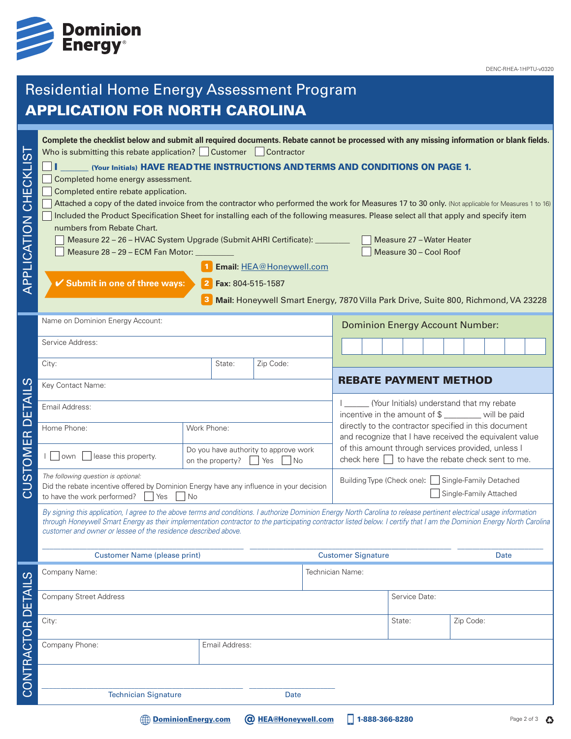Dominion Energy

DENC-RHEA-1HPTU-v0320

# Residential Home Energy Assessment Program
# APPLICATION FOR NORTH CAROLINA

## APPLICATION CHECKLIST

**Complete the checklist below and submit all required documents. Rebate cannot be processed with any missing information or blank fields.**

Who is submitting this rebate application? ☐ Customer ☐ Contractor

- ☐ **I ______ (Your Initials) HAVE READ THE INSTRUCTIONS AND TERMS AND CONDITIONS ON PAGE 1.**
- ☐ Completed home energy assessment.
- ☐ Completed entire rebate application.
- ☐ Attached a copy of the dated invoice from the contractor who performed the work for Measures 17 to 30 only. (Not applicable for Measures 1 to 16)
- ☐ Included the Product Specification Sheet for installing each of the following measures. Please select all that apply and specify item numbers from Rebate Chart.
  - ☐ Measure 22 – 26 – HVAC System Upgrade (Submit AHRI Certificate): ________
  - ☐ Measure 27 – Water Heater
  - ☐ Measure 28 – 29 – ECM Fan Motor: ________
  - ☐ Measure 30 – Cool Roof

**✔ Submit in one of three ways:**

1. **Email:** HEA@Honeywell.com
2. **Fax:** 804-515-1587
3. **Mail:** Honeywell Smart Energy, 7870 Villa Park Drive, Suite 800, Richmond, VA 23228

## CUSTOMER DETAILS

Name on Dominion Energy Account:

Service Address:

City: | State: | Zip Code:

Key Contact Name:

Email Address:

Home Phone: | Work Phone:

I ☐ own ☐ lease this property.

Do you have authority to approve work on the property? ☐ Yes ☐ No

*The following question is optional:*
Did the rebate incentive offered by Dominion Energy have any influence in your decision to have the work performed? ☐ Yes ☐ No

**Dominion Energy Account Number:** ☐☐☐☐☐☐☐☐☐☐

### REBATE PAYMENT METHOD

I ______ (Your Initials) understand that my rebate incentive in the amount of $ ________ will be paid directly to the contractor specified in this document and recognize that I have received the equivalent value of this amount through services provided, unless I check here ☐ to have the rebate check sent to me.

Building Type (Check one): ☐ Single-Family Detached ☐ Single-Family Attached

*By signing this application, I agree to the above terms and conditions. I authorize Dominion Energy North Carolina to release pertinent electrical usage information through Honeywell Smart Energy as their implementation contractor to the participating contractor listed below. I certify that I am the Dominion Energy North Carolina customer and owner or lessee of the residence described above.*

________________________ Customer Name (please print)

________________________ Customer Signature

____________ Date

## CONTRACTOR DETAILS

Company Name: | Technician Name:

Company Street Address | Service Date:

City: | State: | Zip Code:

Company Phone: | Email Address:

________________________ Technician Signature

____________ Date

DominionEnergy.com | HEA@Honeywell.com | 1-888-366-8280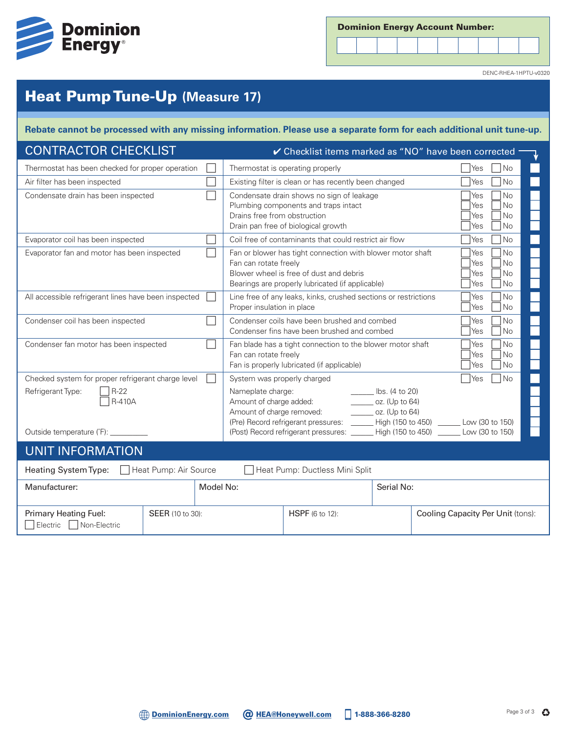Dominion Energy

**Dominion Energy Account Number:**

DENC-RHEA-1HPTU-v0320

# Heat Pump Tune-Up (Measure 17)

**Rebate cannot be processed with any missing information. Please use a separate form for each additional unit tune-up.**

## CONTRACTOR CHECKLIST

✔ Checklist items marked as "NO" have been corrected

| Checklist Item | | Condition | Yes | No | Corrected |
|---|---|---|---|---|---|
| Thermostat has been checked for proper operation | ☐ | Thermostat is operating properly | ☐ Yes | ☐ No | ☐ |
| Air filter has been inspected | ☐ | Existing filter is clean or has recently been changed | ☐ Yes | ☐ No | ☐ |
| Condensate drain has been inspected | ☐ | Condensate drain shows no sign of leakage | ☐ Yes | ☐ No | ☐ |
| | | Plumbing components and traps intact | ☐ Yes | ☐ No | ☐ |
| | | Drains free from obstruction | ☐ Yes | ☐ No | ☐ |
| | | Drain pan free of biological growth | ☐ Yes | ☐ No | ☐ |
| Evaporator coil has been inspected | ☐ | Coil free of contaminants that could restrict air flow | ☐ Yes | ☐ No | ☐ |
| Evaporator fan and motor has been inspected | ☐ | Fan or blower has tight connection with blower motor shaft | ☐ Yes | ☐ No | ☐ |
| | | Fan can rotate freely | ☐ Yes | ☐ No | ☐ |
| | | Blower wheel is free of dust and debris | ☐ Yes | ☐ No | ☐ |
| | | Bearings are properly lubricated (if applicable) | ☐ Yes | ☐ No | ☐ |
| All accessible refrigerant lines have been inspected | ☐ | Line free of any leaks, kinks, crushed sections or restrictions | ☐ Yes | ☐ No | ☐ |
| | | Proper insulation in place | ☐ Yes | ☐ No | ☐ |
| Condenser coil has been inspected | ☐ | Condenser coils have been brushed and combed | ☐ Yes | ☐ No | ☐ |
| | | Condenser fins have been brushed and combed | ☐ Yes | ☐ No | ☐ |
| Condenser fan motor has been inspected | ☐ | Fan blade has a tight connection to the blower motor shaft | ☐ Yes | ☐ No | ☐ |
| | | Fan can rotate freely | ☐ Yes | ☐ No | ☐ |
| | | Fan is properly lubricated (if applicable) | ☐ Yes | ☐ No | ☐ |
| Checked system for proper refrigerant charge level | ☐ | System was properly charged | ☐ Yes | ☐ No | ☐ |

Refrigerant Type: ☐ R-22 ☐ R-410A

Outside temperature (˚F): _________

Nameplate charge: ______ lbs. (4 to 20)

Amount of charge added: ______ oz. (Up to 64)

Amount of charge removed: ______ oz. (Up to 64)

(Pre) Record refrigerant pressures: ______ High (150 to 450) ______ Low (30 to 150)

(Post) Record refrigerant pressures: ______ High (150 to 450) ______ Low (30 to 150)

## UNIT INFORMATION

Heating System Type: ☐ Heat Pump: Air Source ☐ Heat Pump: Ductless Mini Split

| Manufacturer: | Model No: | Serial No: |
|---|---|---|
| | | |

| Primary Heating Fuel: ☐ Electric ☐ Non-Electric | SEER (10 to 30): | HSPF (6 to 12): | Cooling Capacity Per Unit (tons): |
|---|---|---|---|
| | | | |

DominionEnergy.com | HEA@Honeywell.com | 1-888-366-8280